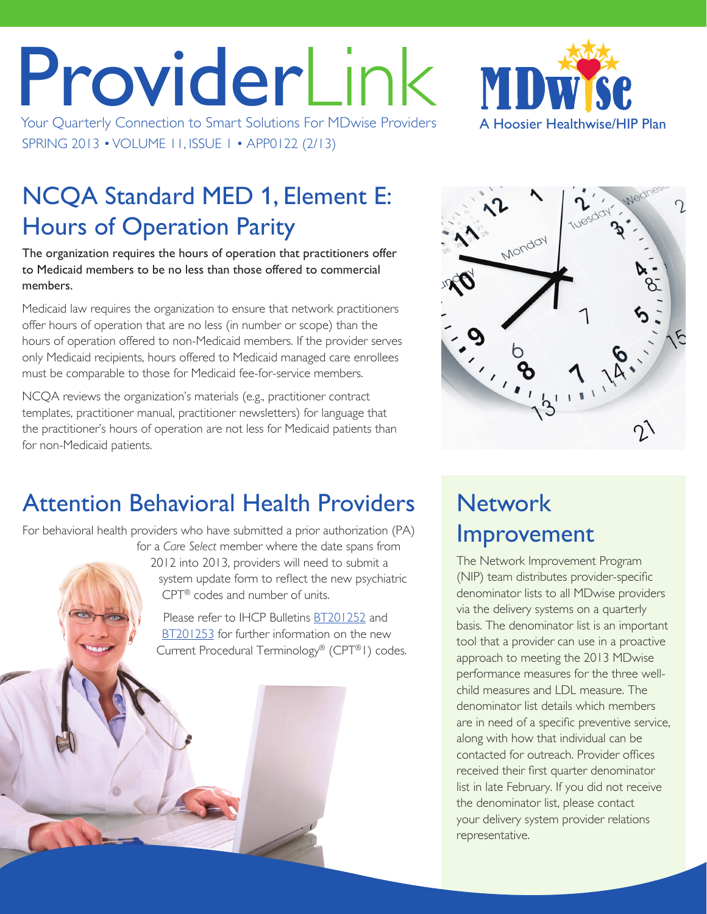# ProviderLink

Your Quarterly Connection to Smart Solutions For MDwise Providers

SPRING 2013 • VOLUME 11, ISSUE 1 • APP0122 (2/13)

MDwise — A Hoosier Healthwise/HIP Plan

## NCQA Standard MED 1, Element E: Hours of Operation Parity

**The organization requires the hours of operation that practitioners offer to Medicaid members to be no less than those offered to commercial members.**

Medicaid law requires the organization to ensure that network practitioners offer hours of operation that are no less (in number or scope) than the hours of operation offered to non-Medicaid members. If the provider serves only Medicaid recipients, hours offered to Medicaid managed care enrollees must be comparable to those for Medicaid fee-for-service members.

NCQA reviews the organization's materials (e.g., practitioner contract templates, practitioner manual, practitioner newsletters) for language that the practitioner's hours of operation are not less for Medicaid patients than for non-Medicaid patients.

## Attention Behavioral Health Providers

For behavioral health providers who have submitted a prior authorization (PA) for a *Care Select* member where the date spans from 2012 into 2013, providers will need to submit a system update form to reflect the new psychiatric CPT® codes and number of units.

Please refer to IHCP Bulletins BT201252 and BT201253 for further information on the new Current Procedural Terminology® (CPT®1) codes.

## Network Improvement

The Network Improvement Program (NIP) team distributes provider-specific denominator lists to all MDwise providers via the delivery systems on a quarterly basis. The denominator list is an important tool that a provider can use in a proactive approach to meeting the 2013 MDwise performance measures for the three well-child measures and LDL measure. The denominator list details which members are in need of a specific preventive service, along with how that individual can be contacted for outreach. Provider offices received their first quarter denominator list in late February. If you did not receive the denominator list, please contact your delivery system provider relations representative.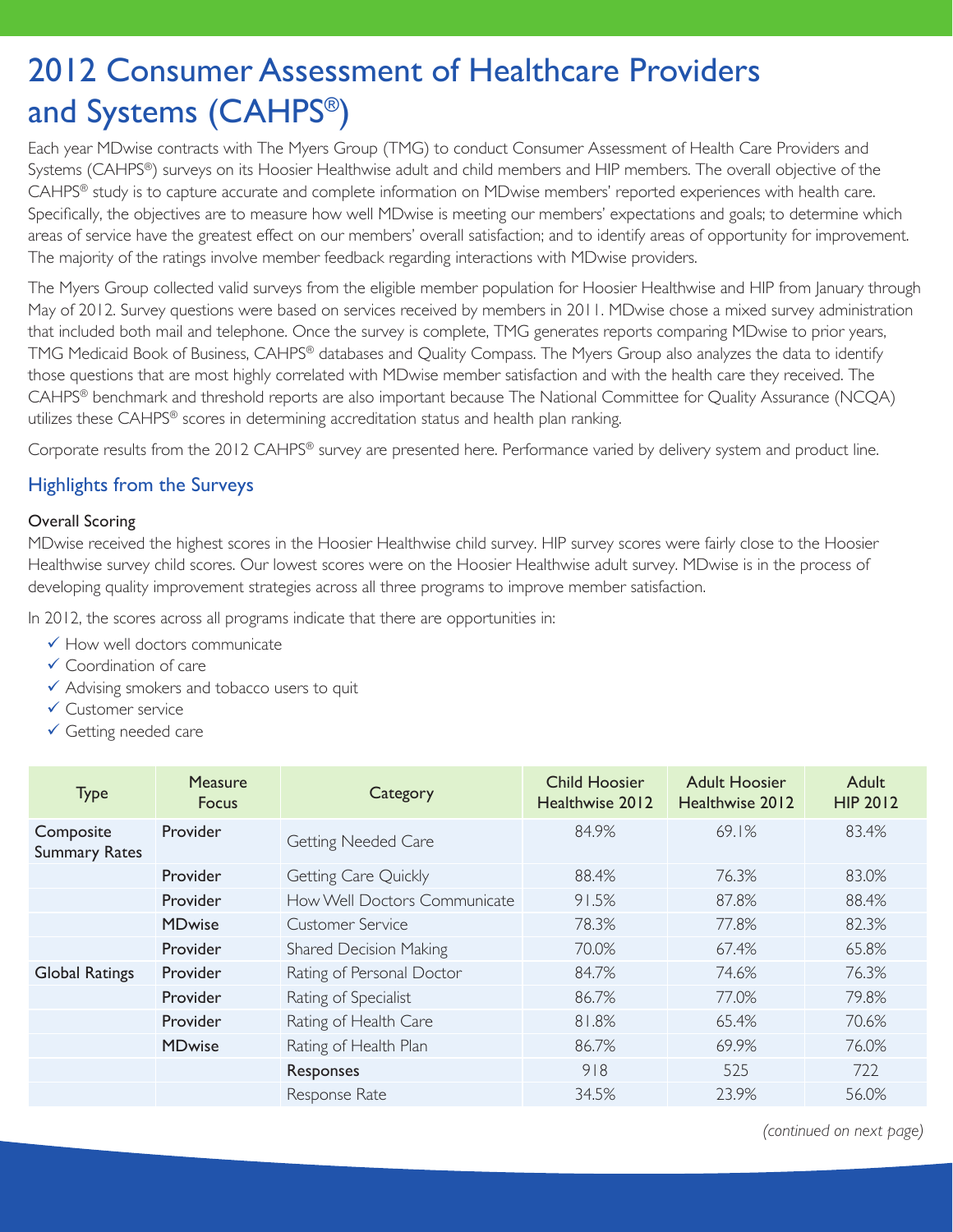# 2012 Consumer Assessment of Healthcare Providers and Systems (CAHPS®)

Each year MDwise contracts with The Myers Group (TMG) to conduct Consumer Assessment of Health Care Providers and Systems (CAHPS®) surveys on its Hoosier Healthwise adult and child members and HIP members. The overall objective of the CAHPS® study is to capture accurate and complete information on MDwise members' reported experiences with health care. Specifically, the objectives are to measure how well MDwise is meeting our members' expectations and goals; to determine which areas of service have the greatest effect on our members' overall satisfaction; and to identify areas of opportunity for improvement. The majority of the ratings involve member feedback regarding interactions with MDwise providers.

The Myers Group collected valid surveys from the eligible member population for Hoosier Healthwise and HIP from January through May of 2012. Survey questions were based on services received by members in 2011. MDwise chose a mixed survey administration that included both mail and telephone. Once the survey is complete, TMG generates reports comparing MDwise to prior years, TMG Medicaid Book of Business, CAHPS® databases and Quality Compass. The Myers Group also analyzes the data to identify those questions that are most highly correlated with MDwise member satisfaction and with the health care they received. The CAHPS® benchmark and threshold reports are also important because The National Committee for Quality Assurance (NCQA) utilizes these CAHPS® scores in determining accreditation status and health plan ranking.

Corporate results from the 2012 CAHPS® survey are presented here. Performance varied by delivery system and product line.

## Highlights from the Surveys

### Overall Scoring

MDwise received the highest scores in the Hoosier Healthwise child survey. HIP survey scores were fairly close to the Hoosier Healthwise survey child scores. Our lowest scores were on the Hoosier Healthwise adult survey. MDwise is in the process of developing quality improvement strategies across all three programs to improve member satisfaction.

In 2012, the scores across all programs indicate that there are opportunities in:

- ✓ How well doctors communicate
- ✓ Coordination of care
- ✓ Advising smokers and tobacco users to quit
- ✓ Customer service
- ✓ Getting needed care

| Type | Measure Focus | Category | Child Hoosier Healthwise 2012 | Adult Hoosier Healthwise 2012 | Adult HIP 2012 |
|---|---|---|---|---|---|
| **Composite Summary Rates** | **Provider** | Getting Needed Care | 84.9% | 69.1% | 83.4% |
| | **Provider** | Getting Care Quickly | 88.4% | 76.3% | 83.0% |
| | **Provider** | How Well Doctors Communicate | 91.5% | 87.8% | 88.4% |
| | **MDwise** | Customer Service | 78.3% | 77.8% | 82.3% |
| | **Provider** | Shared Decision Making | 70.0% | 67.4% | 65.8% |
| **Global Ratings** | **Provider** | Rating of Personal Doctor | 84.7% | 74.6% | 76.3% |
| | **Provider** | Rating of Specialist | 86.7% | 77.0% | 79.8% |
| | **Provider** | Rating of Health Care | 81.8% | 65.4% | 70.6% |
| | **MDwise** | Rating of Health Plan | 86.7% | 69.9% | 76.0% |
| | | **Responses** | 918 | 525 | 722 |
| | | Response Rate | 34.5% | 23.9% | 56.0% |

*(continued on next page)*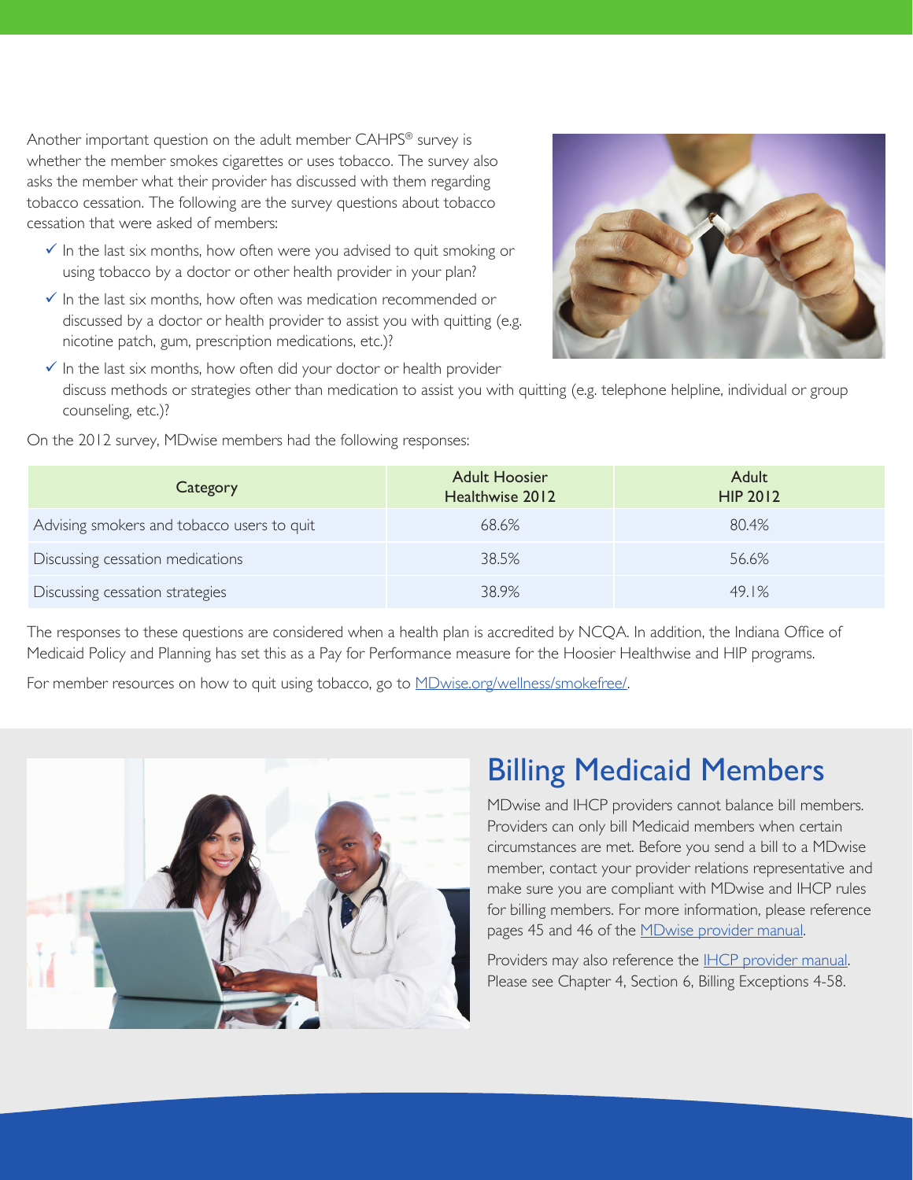Another important question on the adult member CAHPS® survey is whether the member smokes cigarettes or uses tobacco. The survey also asks the member what their provider has discussed with them regarding tobacco cessation. The following are the survey questions about tobacco cessation that were asked of members:

- ✓ In the last six months, how often were you advised to quit smoking or using tobacco by a doctor or other health provider in your plan?
- ✓ In the last six months, how often was medication recommended or discussed by a doctor or health provider to assist you with quitting (e.g. nicotine patch, gum, prescription medications, etc.)?
- ✓ In the last six months, how often did your doctor or health provider discuss methods or strategies other than medication to assist you with quitting (e.g. telephone helpline, individual or group counseling, etc.)?

On the 2012 survey, MDwise members had the following responses:

| Category | Adult Hoosier Healthwise 2012 | Adult HIP 2012 |
|---|---|---|
| Advising smokers and tobacco users to quit | 68.6% | 80.4% |
| Discussing cessation medications | 38.5% | 56.6% |
| Discussing cessation strategies | 38.9% | 49.1% |

The responses to these questions are considered when a health plan is accredited by NCQA. In addition, the Indiana Office of Medicaid Policy and Planning has set this as a Pay for Performance measure for the Hoosier Healthwise and HIP programs.

For member resources on how to quit using tobacco, go to MDwise.org/wellness/smokefree/.

## Billing Medicaid Members

MDwise and IHCP providers cannot balance bill members. Providers can only bill Medicaid members when certain circumstances are met. Before you send a bill to a MDwise member, contact your provider relations representative and make sure you are compliant with MDwise and IHCP rules for billing members. For more information, please reference pages 45 and 46 of the MDwise provider manual.

Providers may also reference the IHCP provider manual. Please see Chapter 4, Section 6, Billing Exceptions 4-58.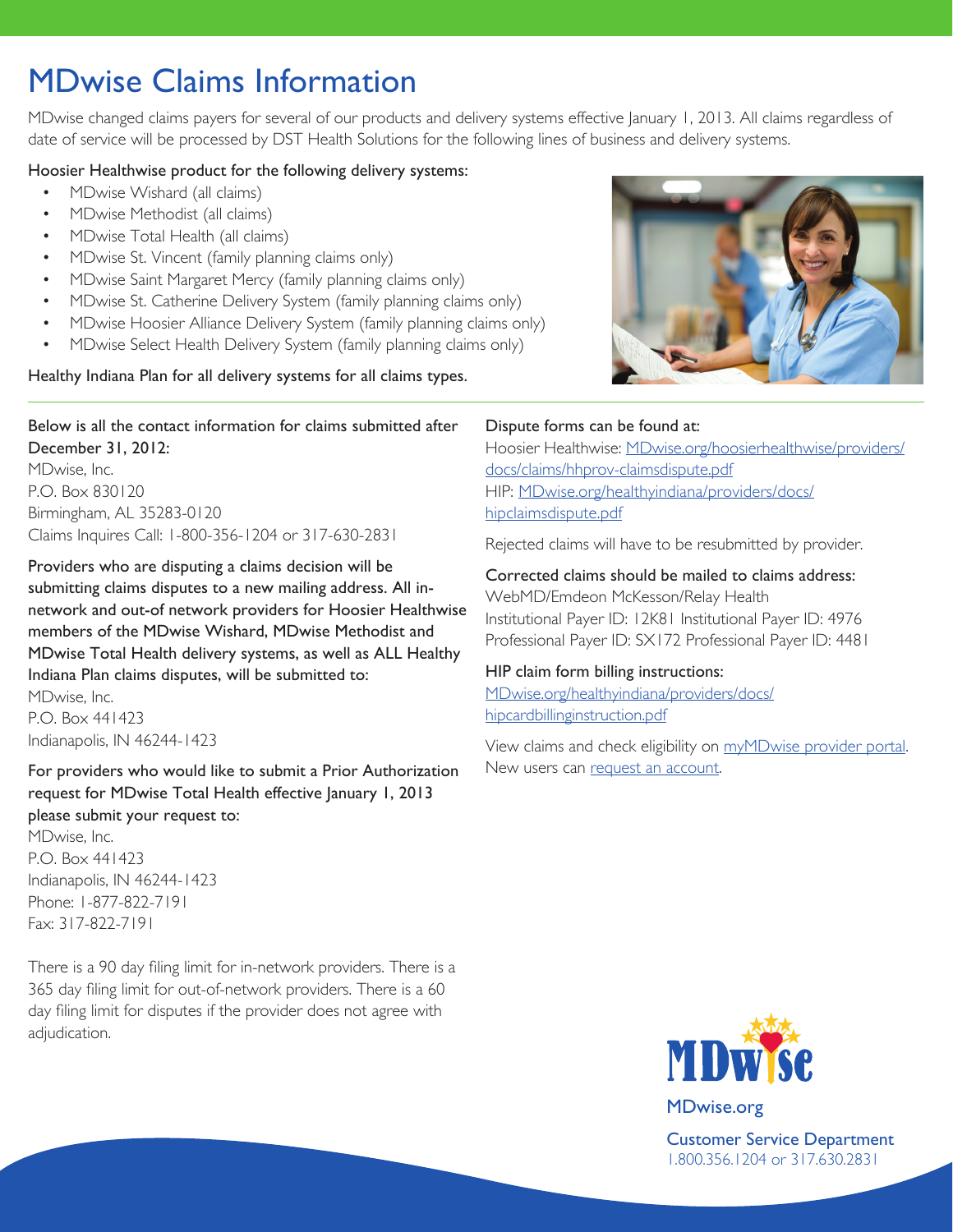# MDwise Claims Information

MDwise changed claims payers for several of our products and delivery systems effective January 1, 2013. All claims regardless of date of service will be processed by DST Health Solutions for the following lines of business and delivery systems.

Hoosier Healthwise product for the following delivery systems:

- MDwise Wishard (all claims)
- MDwise Methodist (all claims)
- MDwise Total Health (all claims)
- MDwise St. Vincent (family planning claims only)
- MDwise Saint Margaret Mercy (family planning claims only)
- MDwise St. Catherine Delivery System (family planning claims only)
- MDwise Hoosier Alliance Delivery System (family planning claims only)
- MDwise Select Health Delivery System (family planning claims only)

Healthy Indiana Plan for all delivery systems for all claims types.

---

Below is all the contact information for claims submitted after December 31, 2012:

MDwise, Inc.
P.O. Box 830120
Birmingham, AL 35283-0120
Claims Inquires Call: 1-800-356-1204 or 317-630-2831

Providers who are disputing a claims decision will be submitting claims disputes to a new mailing address. All in-network and out-of network providers for Hoosier Healthwise members of the MDwise Wishard, MDwise Methodist and MDwise Total Health delivery systems, as well as ALL Healthy Indiana Plan claims disputes, will be submitted to:

MDwise, Inc.
P.O. Box 441423
Indianapolis, IN 46244-1423

For providers who would like to submit a Prior Authorization request for MDwise Total Health effective January 1, 2013 please submit your request to:

MDwise, Inc.
P.O. Box 441423
Indianapolis, IN 46244-1423
Phone: 1-877-822-7191
Fax: 317-822-7191

There is a 90 day filing limit for in-network providers. There is a 365 day filing limit for out-of-network providers. There is a 60 day filing limit for disputes if the provider does not agree with adjudication.

Dispute forms can be found at:

Hoosier Healthwise: MDwise.org/hoosierhealthwise/providers/docs/claims/hhprov-claimsdispute.pdf
HIP: MDwise.org/healthyindiana/providers/docs/hipclaimsdispute.pdf

Rejected claims will have to be resubmitted by provider.

Corrected claims should be mailed to claims address:

WebMD/Emdeon McKesson/Relay Health
Institutional Payer ID: 12K81 Institutional Payer ID: 4976
Professional Payer ID: SX172 Professional Payer ID: 4481

HIP claim form billing instructions:

MDwise.org/healthyindiana/providers/docs/hipcardbillinginstruction.pdf

View claims and check eligibility on myMDwise provider portal. New users can request an account.

MDwise.org

Customer Service Department
1.800.356.1204 or 317.630.2831